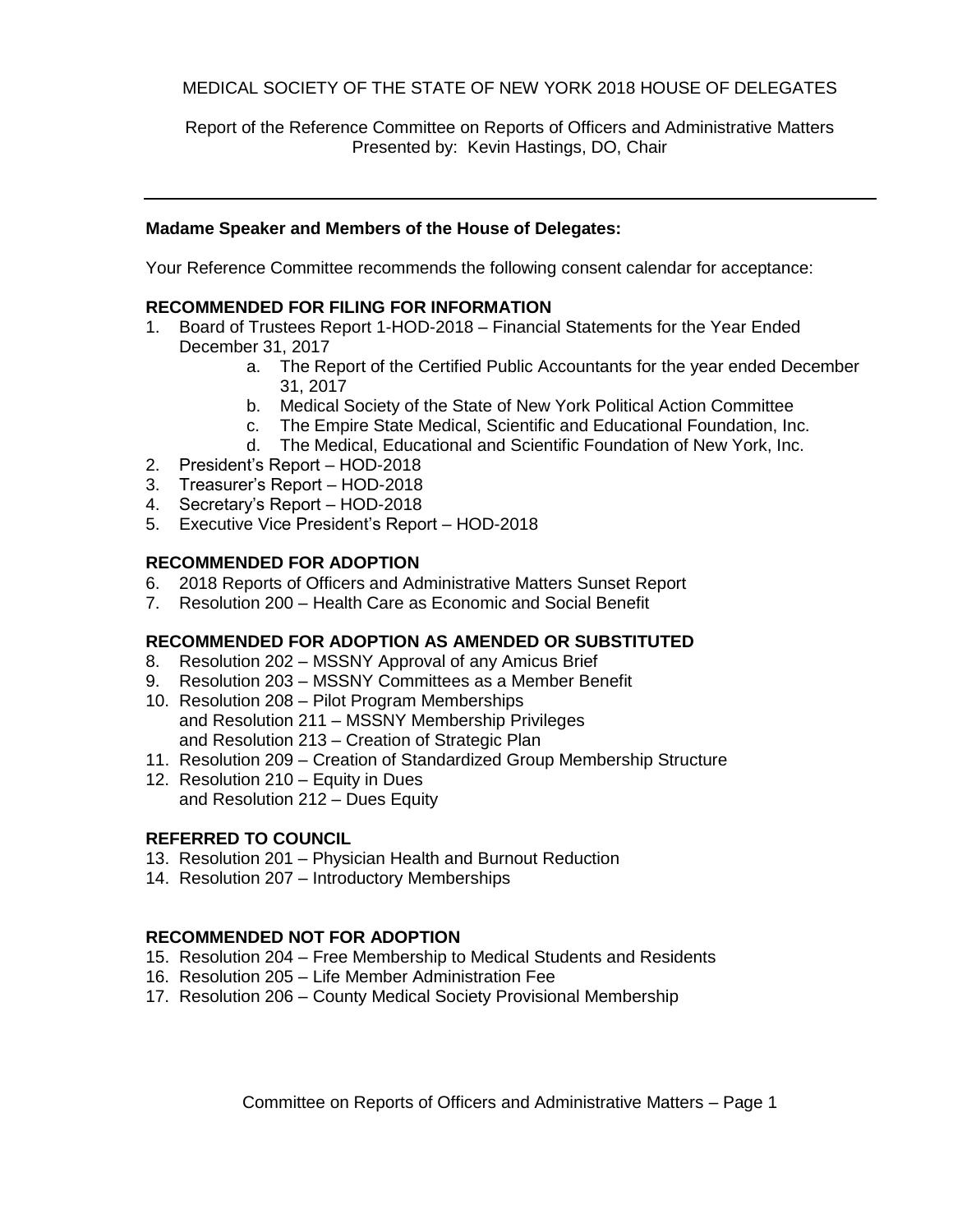MEDICAL SOCIETY OF THE STATE OF NEW YORK 2018 HOUSE OF DELEGATES

Report of the Reference Committee on Reports of Officers and Administrative Matters
Presented by: Kevin Hastings, DO, Chair

---

**Madame Speaker and Members of the House of Delegates:**

Your Reference Committee recommends the following consent calendar for acceptance:

**RECOMMENDED FOR FILING FOR INFORMATION**

1. Board of Trustees Report 1-HOD-2018 – Financial Statements for the Year Ended December 31, 2017
    a. The Report of the Certified Public Accountants for the year ended December 31, 2017
    b. Medical Society of the State of New York Political Action Committee
    c. The Empire State Medical, Scientific and Educational Foundation, Inc.
    d. The Medical, Educational and Scientific Foundation of New York, Inc.
2. President's Report – HOD-2018
3. Treasurer's Report – HOD-2018
4. Secretary's Report – HOD-2018
5. Executive Vice President's Report – HOD-2018

**RECOMMENDED FOR ADOPTION**

6. 2018 Reports of Officers and Administrative Matters Sunset Report
7. Resolution 200 – Health Care as Economic and Social Benefit

**RECOMMENDED FOR ADOPTION AS AMENDED OR SUBSTITUTED**

8. Resolution 202 – MSSNY Approval of any Amicus Brief
9. Resolution 203 – MSSNY Committees as a Member Benefit
10. Resolution 208 – Pilot Program Memberships
    and Resolution 211 – MSSNY Membership Privileges
    and Resolution 213 – Creation of Strategic Plan
11. Resolution 209 – Creation of Standardized Group Membership Structure
12. Resolution 210 – Equity in Dues
    and Resolution 212 – Dues Equity

**REFERRED TO COUNCIL**

13. Resolution 201 – Physician Health and Burnout Reduction
14. Resolution 207 – Introductory Memberships

**RECOMMENDED NOT FOR ADOPTION**

15. Resolution 204 – Free Membership to Medical Students and Residents
16. Resolution 205 – Life Member Administration Fee
17. Resolution 206 – County Medical Society Provisional Membership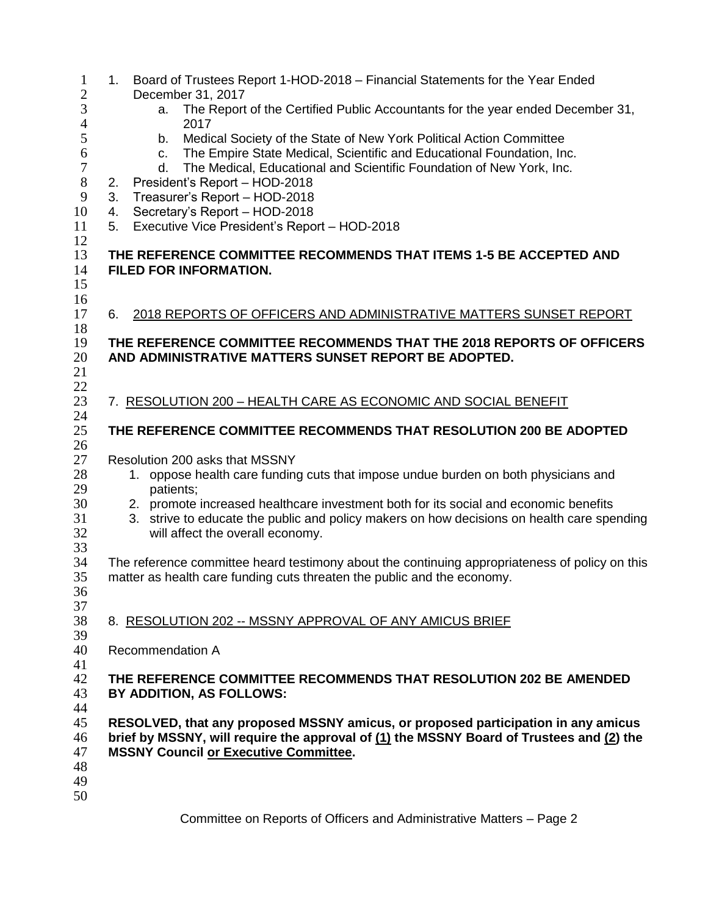1. Board of Trustees Report 1-HOD-2018 – Financial Statements for the Year Ended December 31, 2017
    a. The Report of the Certified Public Accountants for the year ended December 31, 2017
    b. Medical Society of the State of New York Political Action Committee
    c. The Empire State Medical, Scientific and Educational Foundation, Inc.
    d. The Medical, Educational and Scientific Foundation of New York, Inc.
2. President's Report – HOD-2018
3. Treasurer's Report – HOD-2018
4. Secretary's Report – HOD-2018
5. Executive Vice President's Report – HOD-2018

**THE REFERENCE COMMITTEE RECOMMENDS THAT ITEMS 1-5 BE ACCEPTED AND FILED FOR INFORMATION.**

6. <u>2018 REPORTS OF OFFICERS AND ADMINISTRATIVE MATTERS SUNSET REPORT</u>

**THE REFERENCE COMMITTEE RECOMMENDS THAT THE 2018 REPORTS OF OFFICERS AND ADMINISTRATIVE MATTERS SUNSET REPORT BE ADOPTED.**

7. <u>RESOLUTION 200 – HEALTH CARE AS ECONOMIC AND SOCIAL BENEFIT</u>

**THE REFERENCE COMMITTEE RECOMMENDS THAT RESOLUTION 200 BE ADOPTED**

Resolution 200 asks that MSSNY

1. oppose health care funding cuts that impose undue burden on both physicians and patients;
2. promote increased healthcare investment both for its social and economic benefits
3. strive to educate the public and policy makers on how decisions on health care spending will affect the overall economy.

The reference committee heard testimony about the continuing appropriateness of policy on this matter as health care funding cuts threaten the public and the economy.

8. <u>RESOLUTION 202 -- MSSNY APPROVAL OF ANY AMICUS BRIEF</u>

Recommendation A

**THE REFERENCE COMMITTEE RECOMMENDS THAT RESOLUTION 202 BE AMENDED BY ADDITION, AS FOLLOWS:**

**RESOLVED, that any proposed MSSNY amicus, or proposed participation in any amicus brief by MSSNY, will require the approval of <u>(1)</u> the MSSNY Board of Trustees and <u>(2)</u> the MSSNY Council <u>or Executive Committee</u>.**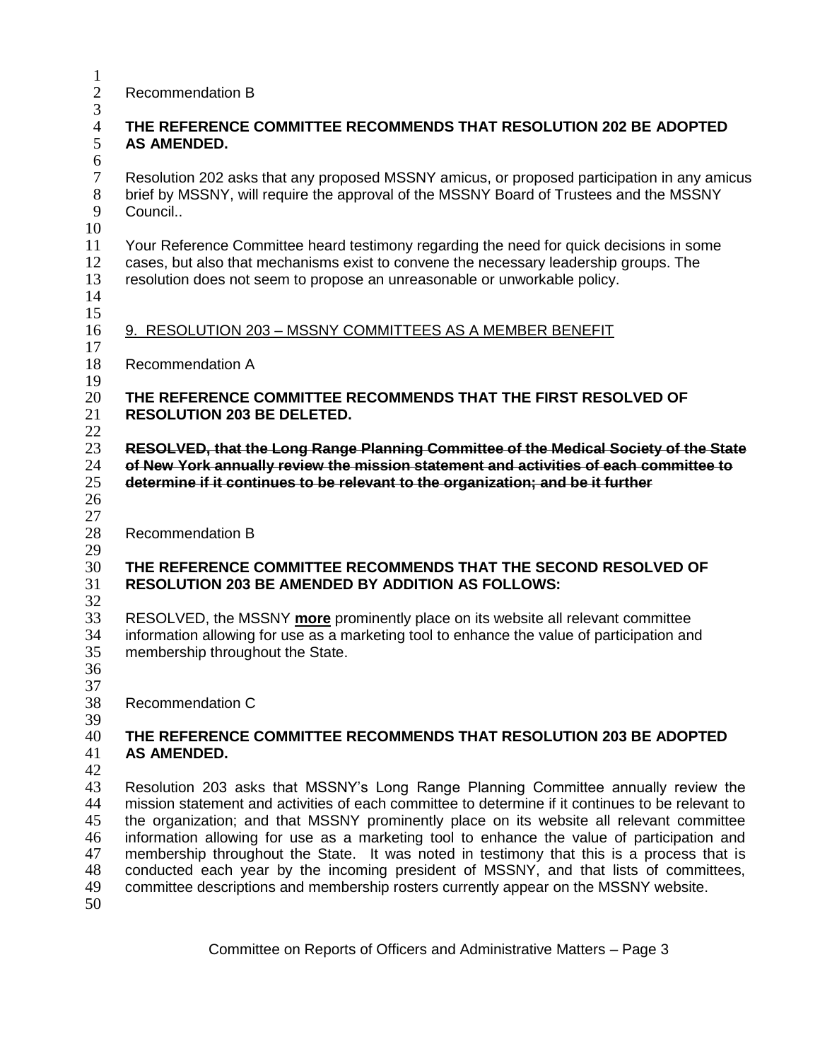Recommendation B

**THE REFERENCE COMMITTEE RECOMMENDS THAT RESOLUTION 202 BE ADOPTED AS AMENDED.**

Resolution 202 asks that any proposed MSSNY amicus, or proposed participation in any amicus brief by MSSNY, will require the approval of the MSSNY Board of Trustees and the MSSNY Council..

Your Reference Committee heard testimony regarding the need for quick decisions in some cases, but also that mechanisms exist to convene the necessary leadership groups. The resolution does not seem to propose an unreasonable or unworkable policy.

<u>9. RESOLUTION 203 – MSSNY COMMITTEES AS A MEMBER BENEFIT</u>

Recommendation A

**THE REFERENCE COMMITTEE RECOMMENDS THAT THE FIRST RESOLVED OF RESOLUTION 203 BE DELETED.**

**~~RESOLVED, that the Long Range Planning Committee of the Medical Society of the State of New York annually review the mission statement and activities of each committee to determine if it continues to be relevant to the organization; and be it further~~**

Recommendation B

**THE REFERENCE COMMITTEE RECOMMENDS THAT THE SECOND RESOLVED OF RESOLUTION 203 BE AMENDED BY ADDITION AS FOLLOWS:**

RESOLVED, the MSSNY **<u>more</u>** prominently place on its website all relevant committee information allowing for use as a marketing tool to enhance the value of participation and membership throughout the State.

Recommendation C

**THE REFERENCE COMMITTEE RECOMMENDS THAT RESOLUTION 203 BE ADOPTED AS AMENDED.**

Resolution 203 asks that MSSNY's Long Range Planning Committee annually review the mission statement and activities of each committee to determine if it continues to be relevant to the organization; and that MSSNY prominently place on its website all relevant committee information allowing for use as a marketing tool to enhance the value of participation and membership throughout the State. It was noted in testimony that this is a process that is conducted each year by the incoming president of MSSNY, and that lists of committees, committee descriptions and membership rosters currently appear on the MSSNY website.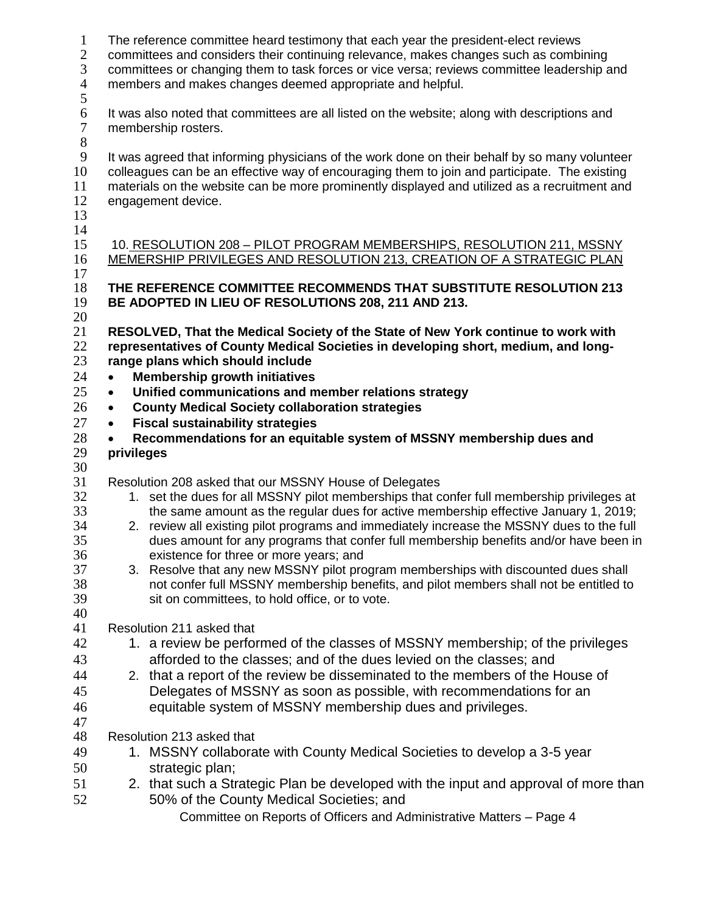The reference committee heard testimony that each year the president-elect reviews committees and considers their continuing relevance, makes changes such as combining committees or changing them to task forces or vice versa; reviews committee leadership and members and makes changes deemed appropriate and helpful.

It was also noted that committees are all listed on the website; along with descriptions and membership rosters.

It was agreed that informing physicians of the work done on their behalf by so many volunteer colleagues can be an effective way of encouraging them to join and participate. The existing materials on the website can be more prominently displayed and utilized as a recruitment and engagement device.

10. RESOLUTION 208 – PILOT PROGRAM MEMBERSHIPS, RESOLUTION 211, MSSNY MEMERSHIP PRIVILEGES AND RESOLUTION 213, CREATION OF A STRATEGIC PLAN

**THE REFERENCE COMMITTEE RECOMMENDS THAT SUBSTITUTE RESOLUTION 213 BE ADOPTED IN LIEU OF RESOLUTIONS 208, 211 AND 213.**

**RESOLVED, That the Medical Society of the State of New York continue to work with representatives of County Medical Societies in developing short, medium, and long-range plans which should include**

- **Membership growth initiatives**
- **Unified communications and member relations strategy**
- **County Medical Society collaboration strategies**
- **Fiscal sustainability strategies**
- **Recommendations for an equitable system of MSSNY membership dues and privileges**

Resolution 208 asked that our MSSNY House of Delegates

1. set the dues for all MSSNY pilot memberships that confer full membership privileges at the same amount as the regular dues for active membership effective January 1, 2019;
2. review all existing pilot programs and immediately increase the MSSNY dues to the full dues amount for any programs that confer full membership benefits and/or have been in existence for three or more years; and
3. Resolve that any new MSSNY pilot program memberships with discounted dues shall not confer full MSSNY membership benefits, and pilot members shall not be entitled to sit on committees, to hold office, or to vote.

Resolution 211 asked that

1. a review be performed of the classes of MSSNY membership; of the privileges afforded to the classes; and of the dues levied on the classes; and
2. that a report of the review be disseminated to the members of the House of Delegates of MSSNY as soon as possible, with recommendations for an equitable system of MSSNY membership dues and privileges.

Resolution 213 asked that

1. MSSNY collaborate with County Medical Societies to develop a 3-5 year strategic plan;
2. that such a Strategic Plan be developed with the input and approval of more than 50% of the County Medical Societies; and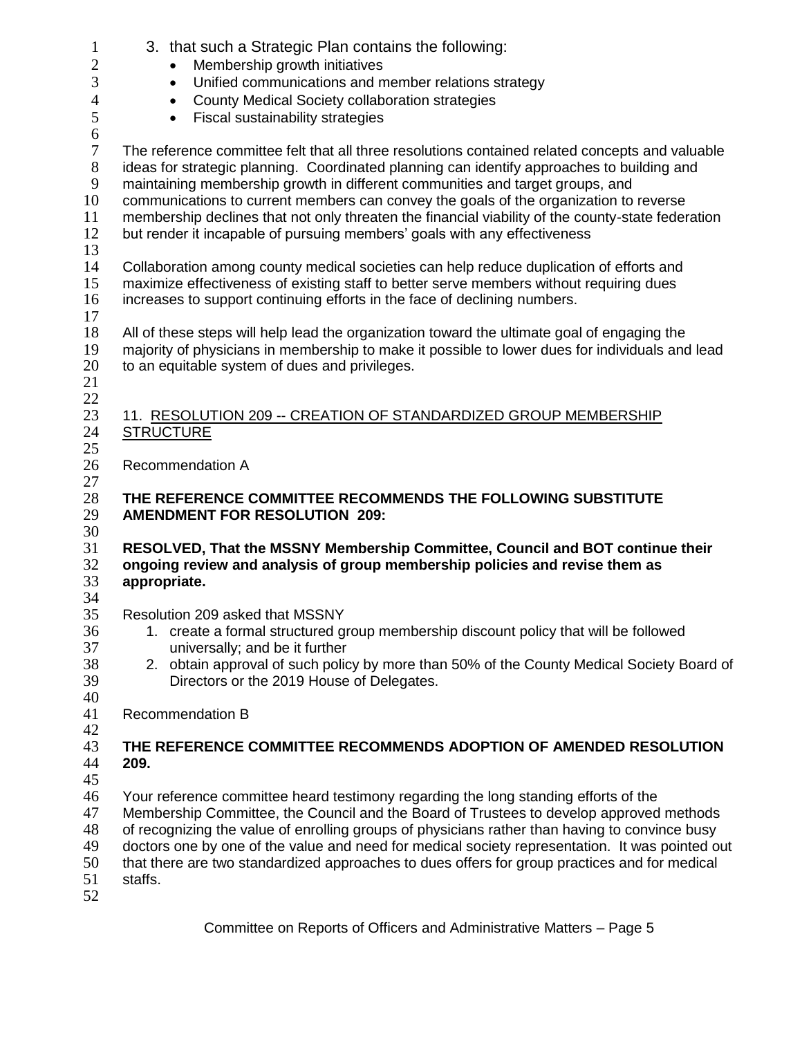3. that such a Strategic Plan contains the following:
    - Membership growth initiatives
    - Unified communications and member relations strategy
    - County Medical Society collaboration strategies
    - Fiscal sustainability strategies

The reference committee felt that all three resolutions contained related concepts and valuable ideas for strategic planning. Coordinated planning can identify approaches to building and maintaining membership growth in different communities and target groups, and communications to current members can convey the goals of the organization to reverse membership declines that not only threaten the financial viability of the county-state federation but render it incapable of pursuing members' goals with any effectiveness

Collaboration among county medical societies can help reduce duplication of efforts and maximize effectiveness of existing staff to better serve members without requiring dues increases to support continuing efforts in the face of declining numbers.

All of these steps will help lead the organization toward the ultimate goal of engaging the majority of physicians in membership to make it possible to lower dues for individuals and lead to an equitable system of dues and privileges.

11. <u>RESOLUTION 209 -- CREATION OF STANDARDIZED GROUP MEMBERSHIP STRUCTURE</u>

Recommendation A

**THE REFERENCE COMMITTEE RECOMMENDS THE FOLLOWING SUBSTITUTE AMENDMENT FOR RESOLUTION 209:**

**RESOLVED, That the MSSNY Membership Committee, Council and BOT continue their ongoing review and analysis of group membership policies and revise them as appropriate.**

Resolution 209 asked that MSSNY

1. create a formal structured group membership discount policy that will be followed universally; and be it further
2. obtain approval of such policy by more than 50% of the County Medical Society Board of Directors or the 2019 House of Delegates.

Recommendation B

**THE REFERENCE COMMITTEE RECOMMENDS ADOPTION OF AMENDED RESOLUTION 209.**

Your reference committee heard testimony regarding the long standing efforts of the Membership Committee, the Council and the Board of Trustees to develop approved methods of recognizing the value of enrolling groups of physicians rather than having to convince busy doctors one by one of the value and need for medical society representation. It was pointed out that there are two standardized approaches to dues offers for group practices and for medical staffs.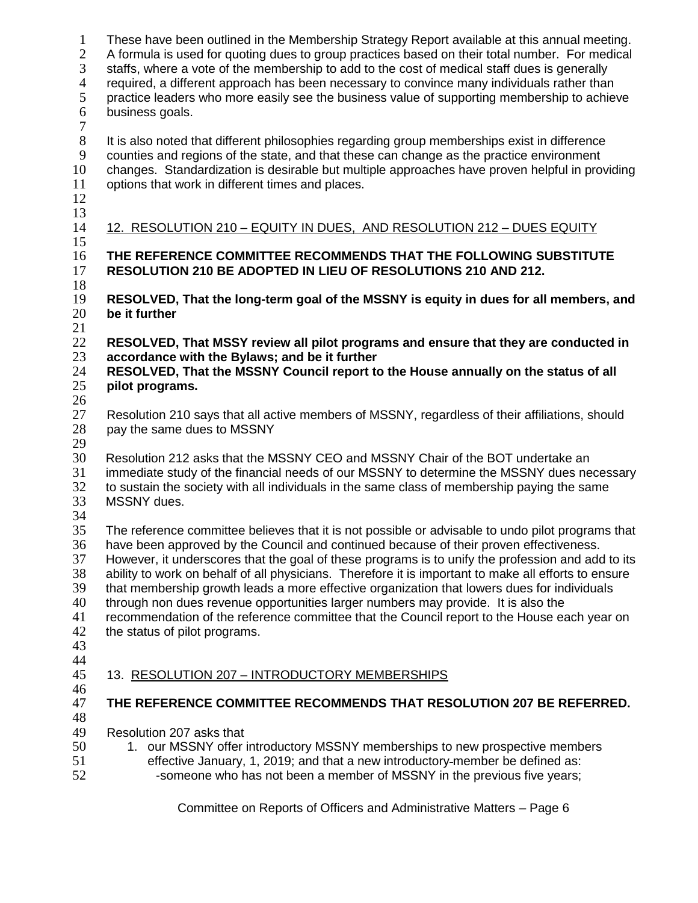These have been outlined in the Membership Strategy Report available at this annual meeting. A formula is used for quoting dues to group practices based on their total number. For medical staffs, where a vote of the membership to add to the cost of medical staff dues is generally required, a different approach has been necessary to convince many individuals rather than practice leaders who more easily see the business value of supporting membership to achieve business goals.

It is also noted that different philosophies regarding group memberships exist in difference counties and regions of the state, and that these can change as the practice environment changes. Standardization is desirable but multiple approaches have proven helpful in providing options that work in different times and places.

## 12. RESOLUTION 210 – EQUITY IN DUES, AND RESOLUTION 212 – DUES EQUITY

**THE REFERENCE COMMITTEE RECOMMENDS THAT THE FOLLOWING SUBSTITUTE RESOLUTION 210 BE ADOPTED IN LIEU OF RESOLUTIONS 210 AND 212.**

**RESOLVED, That the long-term goal of the MSSNY is equity in dues for all members, and be it further**

**RESOLVED, That MSSY review all pilot programs and ensure that they are conducted in accordance with the Bylaws; and be it further**

**RESOLVED, That the MSSNY Council report to the House annually on the status of all pilot programs.**

Resolution 210 says that all active members of MSSNY, regardless of their affiliations, should pay the same dues to MSSNY

Resolution 212 asks that the MSSNY CEO and MSSNY Chair of the BOT undertake an immediate study of the financial needs of our MSSNY to determine the MSSNY dues necessary to sustain the society with all individuals in the same class of membership paying the same MSSNY dues.

The reference committee believes that it is not possible or advisable to undo pilot programs that have been approved by the Council and continued because of their proven effectiveness. However, it underscores that the goal of these programs is to unify the profession and add to its ability to work on behalf of all physicians. Therefore it is important to make all efforts to ensure that membership growth leads a more effective organization that lowers dues for individuals through non dues revenue opportunities larger numbers may provide. It is also the recommendation of the reference committee that the Council report to the House each year on the status of pilot programs.

## 13. RESOLUTION 207 – INTRODUCTORY MEMBERSHIPS

**THE REFERENCE COMMITTEE RECOMMENDS THAT RESOLUTION 207 BE REFERRED.**

Resolution 207 asks that

1. our MSSNY offer introductory MSSNY memberships to new prospective members effective January, 1, 2019; and that a new introductory-member be defined as:
   - -someone who has not been a member of MSSNY in the previous five years;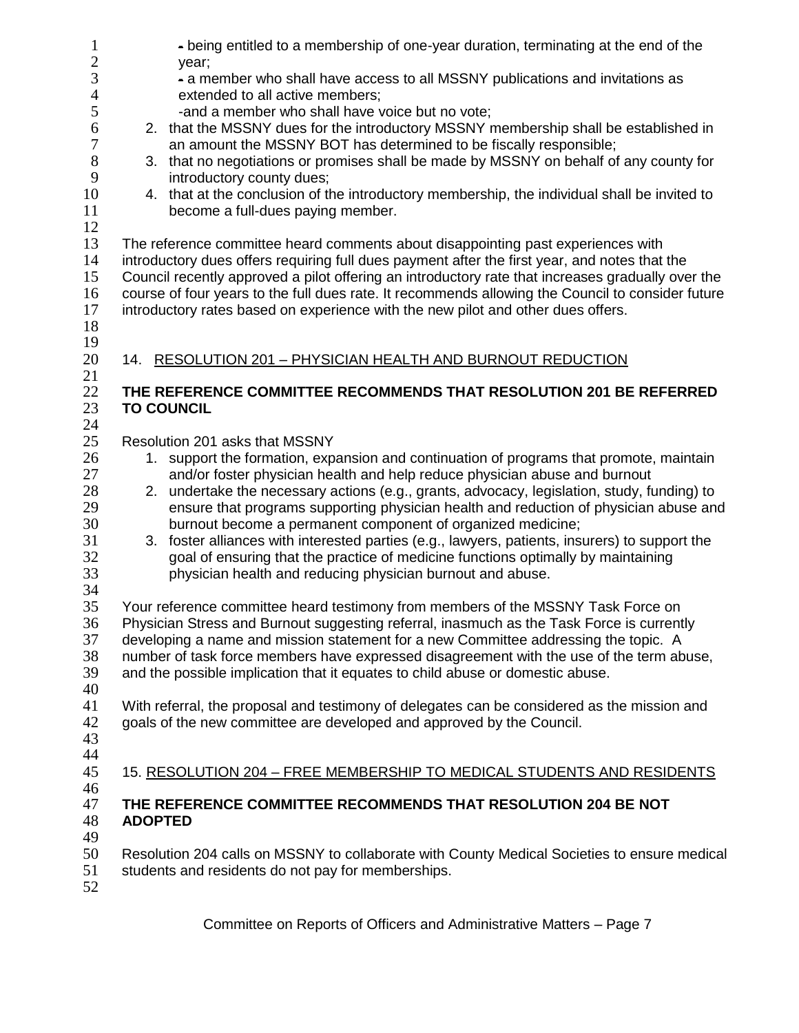- being entitled to a membership of one-year duration, terminating at the end of the year;
- a member who shall have access to all MSSNY publications and invitations as extended to all active members;
- and a member who shall have voice but no vote;

2. that the MSSNY dues for the introductory MSSNY membership shall be established in an amount the MSSNY BOT has determined to be fiscally responsible;
3. that no negotiations or promises shall be made by MSSNY on behalf of any county for introductory county dues;
4. that at the conclusion of the introductory membership, the individual shall be invited to become a full-dues paying member.

The reference committee heard comments about disappointing past experiences with introductory dues offers requiring full dues payment after the first year, and notes that the Council recently approved a pilot offering an introductory rate that increases gradually over the course of four years to the full dues rate. It recommends allowing the Council to consider future introductory rates based on experience with the new pilot and other dues offers.

14. RESOLUTION 201 – PHYSICIAN HEALTH AND BURNOUT REDUCTION

**THE REFERENCE COMMITTEE RECOMMENDS THAT RESOLUTION 201 BE REFERRED TO COUNCIL**

Resolution 201 asks that MSSNY

1. support the formation, expansion and continuation of programs that promote, maintain and/or foster physician health and help reduce physician abuse and burnout
2. undertake the necessary actions (e.g., grants, advocacy, legislation, study, funding) to ensure that programs supporting physician health and reduction of physician abuse and burnout become a permanent component of organized medicine;
3. foster alliances with interested parties (e.g., lawyers, patients, insurers) to support the goal of ensuring that the practice of medicine functions optimally by maintaining physician health and reducing physician burnout and abuse.

Your reference committee heard testimony from members of the MSSNY Task Force on Physician Stress and Burnout suggesting referral, inasmuch as the Task Force is currently developing a name and mission statement for a new Committee addressing the topic. A number of task force members have expressed disagreement with the use of the term abuse, and the possible implication that it equates to child abuse or domestic abuse.

With referral, the proposal and testimony of delegates can be considered as the mission and goals of the new committee are developed and approved by the Council.

15. RESOLUTION 204 – FREE MEMBERSHIP TO MEDICAL STUDENTS AND RESIDENTS

**THE REFERENCE COMMITTEE RECOMMENDS THAT RESOLUTION 204 BE NOT ADOPTED**

Resolution 204 calls on MSSNY to collaborate with County Medical Societies to ensure medical students and residents do not pay for memberships.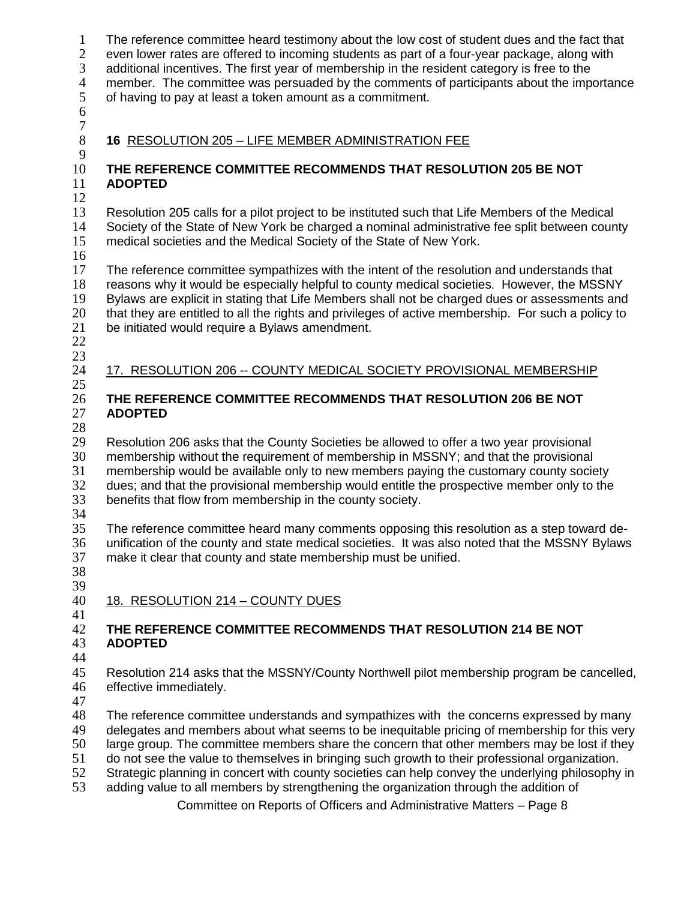The reference committee heard testimony about the low cost of student dues and the fact that even lower rates are offered to incoming students as part of a four-year package, along with additional incentives. The first year of membership in the resident category is free to the member. The committee was persuaded by the comments of participants about the importance of having to pay at least a token amount as a commitment.

### **16** RESOLUTION 205 – LIFE MEMBER ADMINISTRATION FEE

**THE REFERENCE COMMITTEE RECOMMENDS THAT RESOLUTION 205 BE NOT ADOPTED**

Resolution 205 calls for a pilot project to be instituted such that Life Members of the Medical Society of the State of New York be charged a nominal administrative fee split between county medical societies and the Medical Society of the State of New York.

The reference committee sympathizes with the intent of the resolution and understands that reasons why it would be especially helpful to county medical societies. However, the MSSNY Bylaws are explicit in stating that Life Members shall not be charged dues or assessments and that they are entitled to all the rights and privileges of active membership. For such a policy to be initiated would require a Bylaws amendment.

### 17. RESOLUTION 206 -- COUNTY MEDICAL SOCIETY PROVISIONAL MEMBERSHIP

**THE REFERENCE COMMITTEE RECOMMENDS THAT RESOLUTION 206 BE NOT ADOPTED**

Resolution 206 asks that the County Societies be allowed to offer a two year provisional membership without the requirement of membership in MSSNY; and that the provisional membership would be available only to new members paying the customary county society dues; and that the provisional membership would entitle the prospective member only to the benefits that flow from membership in the county society.

The reference committee heard many comments opposing this resolution as a step toward de-unification of the county and state medical societies. It was also noted that the MSSNY Bylaws make it clear that county and state membership must be unified.

### 18. RESOLUTION 214 – COUNTY DUES

**THE REFERENCE COMMITTEE RECOMMENDS THAT RESOLUTION 214 BE NOT ADOPTED**

Resolution 214 asks that the MSSNY/County Northwell pilot membership program be cancelled, effective immediately.

The reference committee understands and sympathizes with the concerns expressed by many delegates and members about what seems to be inequitable pricing of membership for this very large group. The committee members share the concern that other members may be lost if they do not see the value to themselves in bringing such growth to their professional organization. Strategic planning in concert with county societies can help convey the underlying philosophy in adding value to all members by strengthening the organization through the addition of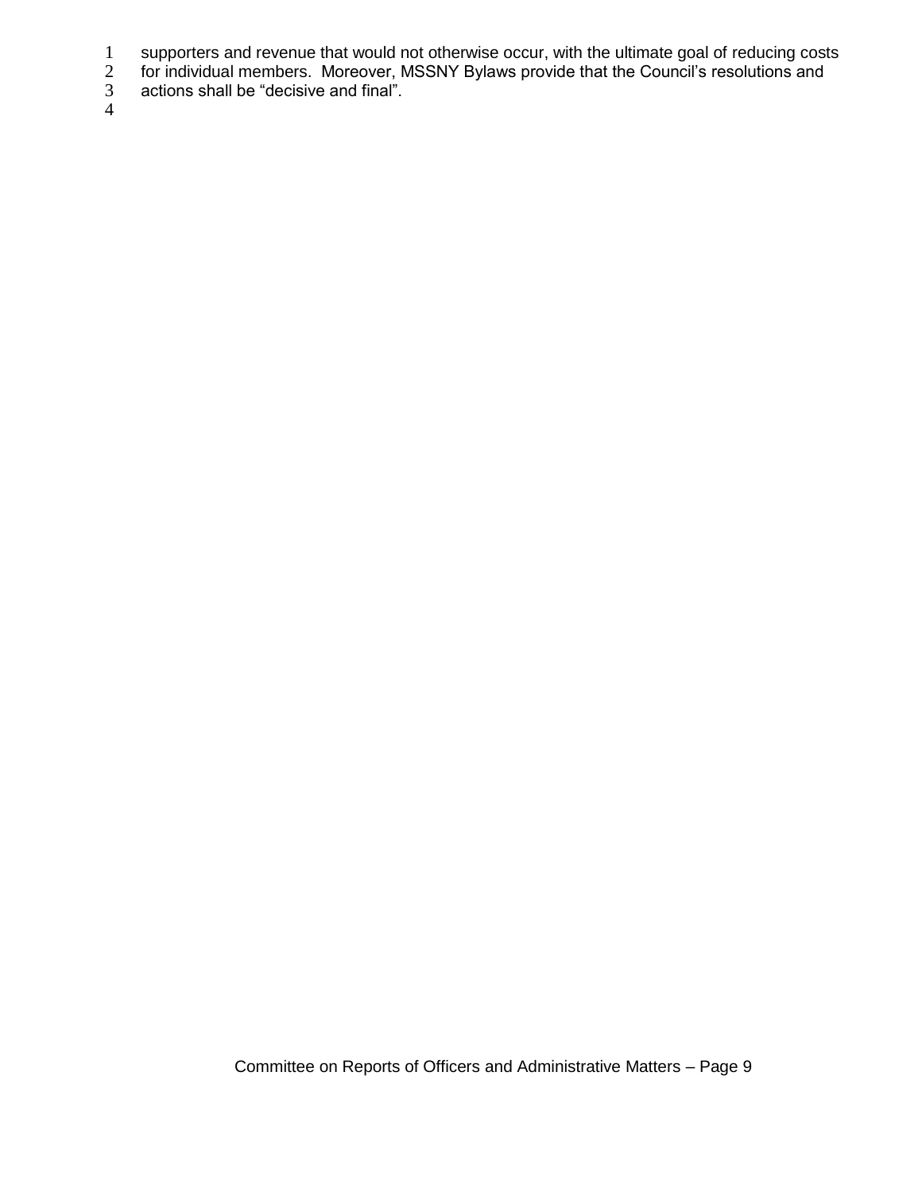supporters and revenue that would not otherwise occur, with the ultimate goal of reducing costs for individual members. Moreover, MSSNY Bylaws provide that the Council's resolutions and actions shall be "decisive and final".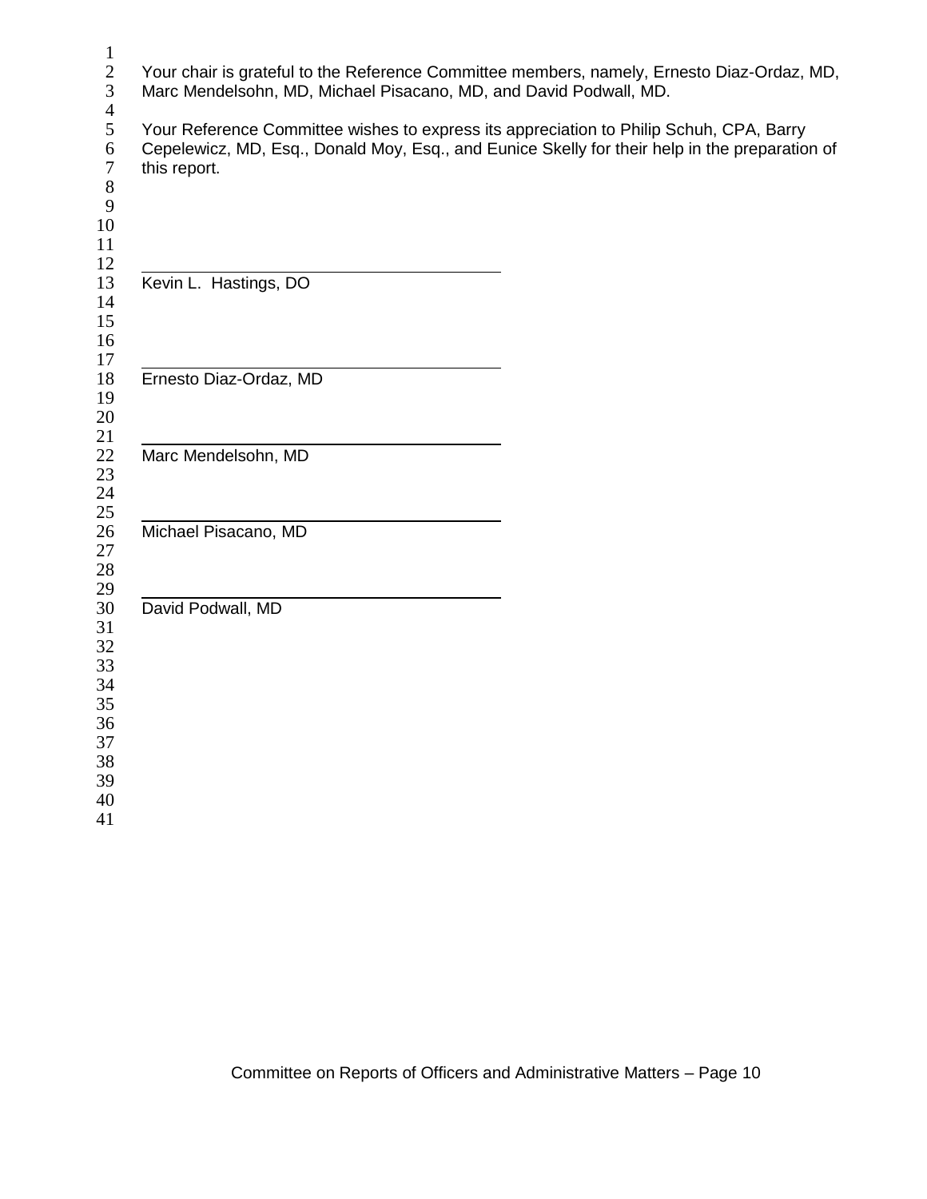Your chair is grateful to the Reference Committee members, namely, Ernesto Diaz-Ordaz, MD, Marc Mendelsohn, MD, Michael Pisacano, MD, and David Podwall, MD.

Your Reference Committee wishes to express its appreciation to Philip Schuh, CPA, Barry Cepelewicz, MD, Esq., Donald Moy, Esq., and Eunice Skelly for their help in the preparation of this report.

\_\_\_\_\_\_\_\_\_\_\_\_\_\_\_\_\_\_\_\_\_\_\_\_\_\_\_\_\_\_\_\_\_\_\_\_

Kevin L. Hastings, DO

\_\_\_\_\_\_\_\_\_\_\_\_\_\_\_\_\_\_\_\_\_\_\_\_\_\_\_\_\_\_\_\_\_\_\_\_

Ernesto Diaz-Ordaz, MD

\_\_\_\_\_\_\_\_\_\_\_\_\_\_\_\_\_\_\_\_\_\_\_\_\_\_\_\_\_\_\_\_\_\_\_\_

Marc Mendelsohn, MD

\_\_\_\_\_\_\_\_\_\_\_\_\_\_\_\_\_\_\_\_\_\_\_\_\_\_\_\_\_\_\_\_\_\_\_\_

Michael Pisacano, MD

\_\_\_\_\_\_\_\_\_\_\_\_\_\_\_\_\_\_\_\_\_\_\_\_\_\_\_\_\_\_\_\_\_\_\_\_

David Podwall, MD